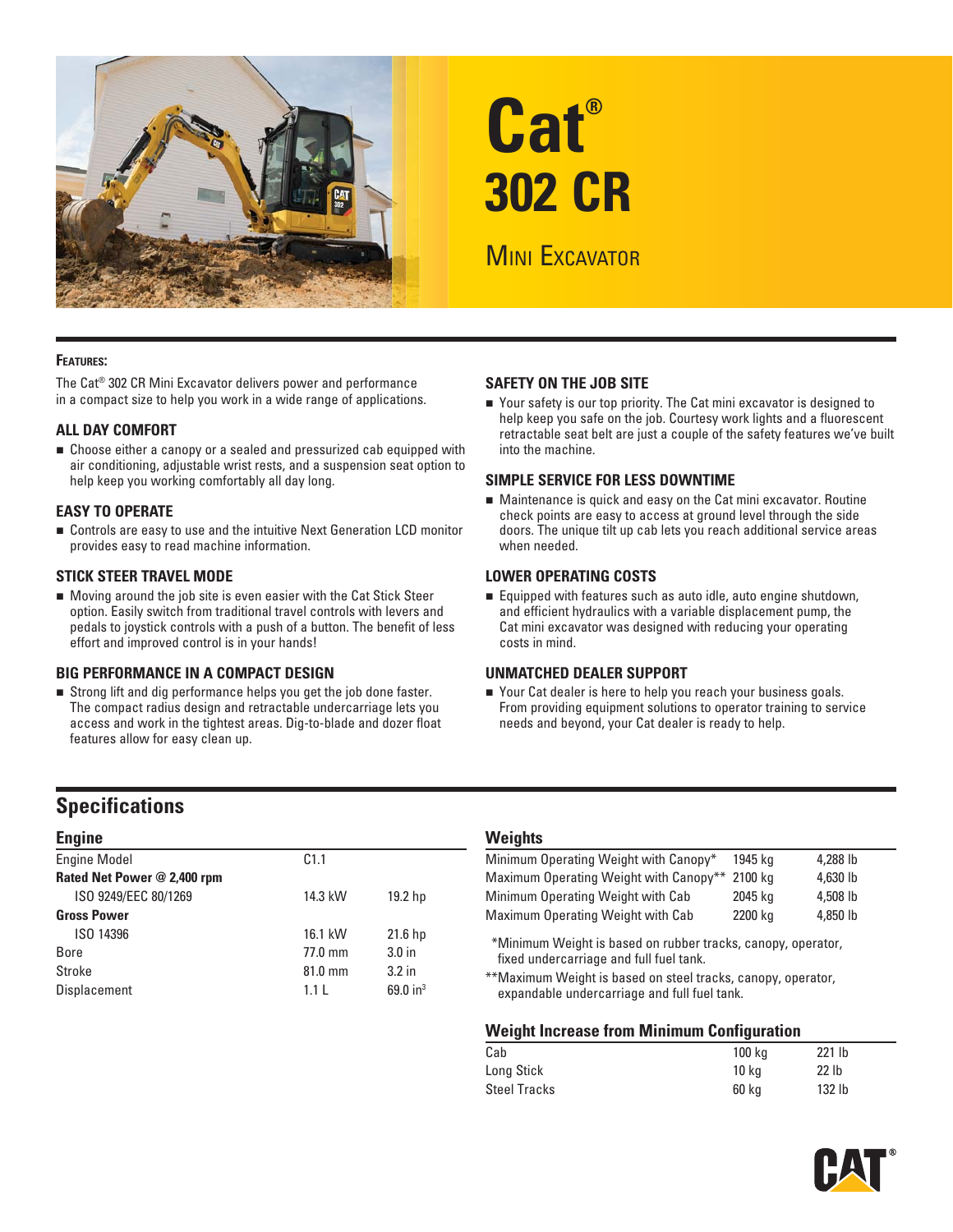# Cat® 302 CR

## Mini Excavator

**Features:**

The Cat® 302 CR Mini Excavator delivers power and performance in a compact size to help you work in a wide range of applications.

### ALL DAY COMFORT

- Choose either a canopy or a sealed and pressurized cab equipped with air conditioning, adjustable wrist rests, and a suspension seat option to help keep you working comfortably all day long.

### EASY TO OPERATE

- Controls are easy to use and the intuitive Next Generation LCD monitor provides easy to read machine information.

### STICK STEER TRAVEL MODE

- Moving around the job site is even easier with the Cat Stick Steer option. Easily switch from traditional travel controls with levers and pedals to joystick controls with a push of a button. The benefit of less effort and improved control is in your hands!

### BIG PERFORMANCE IN A COMPACT DESIGN

- Strong lift and dig performance helps you get the job done faster. The compact radius design and retractable undercarriage lets you access and work in the tightest areas. Dig-to-blade and dozer float features allow for easy clean up.

### SAFETY ON THE JOB SITE

- Your safety is our top priority. The Cat mini excavator is designed to help keep you safe on the job. Courtesy work lights and a fluorescent retractable seat belt are just a couple of the safety features we've built into the machine.

### SIMPLE SERVICE FOR LESS DOWNTIME

- Maintenance is quick and easy on the Cat mini excavator. Routine check points are easy to access at ground level through the side doors. The unique tilt up cab lets you reach additional service areas when needed.

### LOWER OPERATING COSTS

- Equipped with features such as auto idle, auto engine shutdown, and efficient hydraulics with a variable displacement pump, the Cat mini excavator was designed with reducing your operating costs in mind.

### UNMATCHED DEALER SUPPORT

- Your Cat dealer is here to help you reach your business goals. From providing equipment solutions to operator training to service needs and beyond, your Cat dealer is ready to help.

## Specifications

### Engine

| | | |
|---|---|---|
| Engine Model | C1.1 | |
| **Rated Net Power @ 2,400 rpm** | | |
| ISO 9249/EEC 80/1269 | 14.3 kW | 19.2 hp |
| **Gross Power** | | |
| ISO 14396 | 16.1 kW | 21.6 hp |
| Bore | 77.0 mm | 3.0 in |
| Stroke | 81.0 mm | 3.2 in |
| Displacement | 1.1 L | 69.0 in³ |

### Weights

| | | |
|---|---|---|
| Minimum Operating Weight with Canopy* | 1945 kg | 4,288 lb |
| Maximum Operating Weight with Canopy** | 2100 kg | 4,630 lb |
| Minimum Operating Weight with Cab | 2045 kg | 4,508 lb |
| Maximum Operating Weight with Cab | 2200 kg | 4,850 lb |

*Minimum Weight is based on rubber tracks, canopy, operator, fixed undercarriage and full fuel tank.

**Maximum Weight is based on steel tracks, canopy, operator, expandable undercarriage and full fuel tank.

### Weight Increase from Minimum Configuration

| | | |
|---|---|---|
| Cab | 100 kg | 221 lb |
| Long Stick | 10 kg | 22 lb |
| Steel Tracks | 60 kg | 132 lb |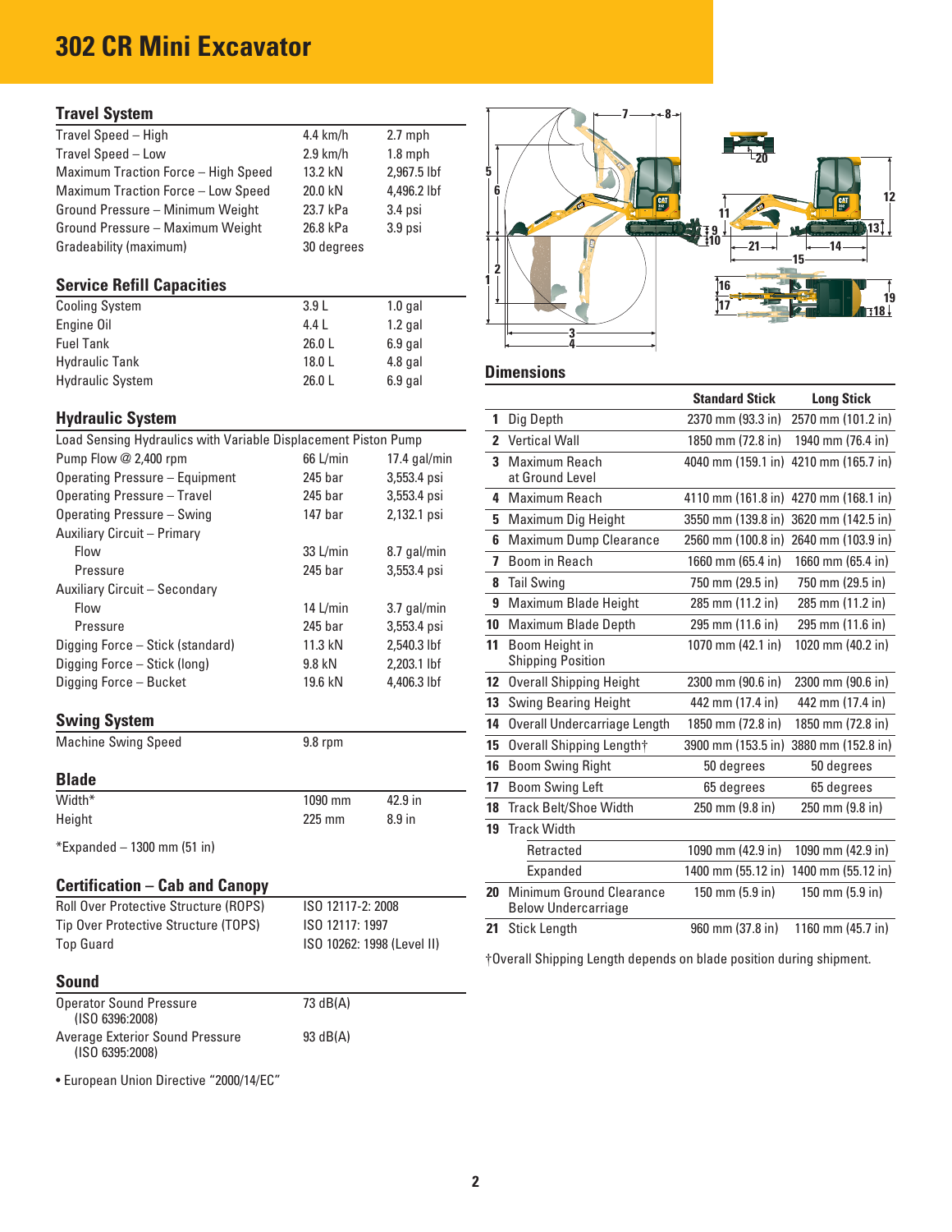# 302 CR Mini Excavator

## Travel System

| | | |
|---|---|---|
| Travel Speed – High | 4.4 km/h | 2.7 mph |
| Travel Speed – Low | 2.9 km/h | 1.8 mph |
| Maximum Traction Force – High Speed | 13.2 kN | 2,967.5 lbf |
| Maximum Traction Force – Low Speed | 20.0 kN | 4,496.2 lbf |
| Ground Pressure – Minimum Weight | 23.7 kPa | 3.4 psi |
| Ground Pressure – Maximum Weight | 26.8 kPa | 3.9 psi |
| Gradeability (maximum) | 30 degrees | |

## Service Refill Capacities

| | | |
|---|---|---|
| Cooling System | 3.9 L | 1.0 gal |
| Engine Oil | 4.4 L | 1.2 gal |
| Fuel Tank | 26.0 L | 6.9 gal |
| Hydraulic Tank | 18.0 L | 4.8 gal |
| Hydraulic System | 26.0 L | 6.9 gal |

## Hydraulic System

| | | |
|---|---|---|
| Load Sensing Hydraulics with Variable Displacement Piston Pump | | |
| Pump Flow @ 2,400 rpm | 66 L/min | 17.4 gal/min |
| Operating Pressure – Equipment | 245 bar | 3,553.4 psi |
| Operating Pressure – Travel | 245 bar | 3,553.4 psi |
| Operating Pressure – Swing | 147 bar | 2,132.1 psi |
| Auxiliary Circuit – Primary | | |
| Flow | 33 L/min | 8.7 gal/min |
| Pressure | 245 bar | 3,553.4 psi |
| Auxiliary Circuit – Secondary | | |
| Flow | 14 L/min | 3.7 gal/min |
| Pressure | 245 bar | 3,553.4 psi |
| Digging Force – Stick (standard) | 11.3 kN | 2,540.3 lbf |
| Digging Force – Stick (long) | 9.8 kN | 2,203.1 lbf |
| Digging Force – Bucket | 19.6 kN | 4,406.3 lbf |

## Swing System

| | |
|---|---|
| Machine Swing Speed | 9.8 rpm |

## Blade

| | | |
|---|---|---|
| Width* | 1090 mm | 42.9 in |
| Height | 225 mm | 8.9 in |

*Expanded – 1300 mm (51 in)

## Certification – Cab and Canopy

| | |
|---|---|
| Roll Over Protective Structure (ROPS) | ISO 12117-2: 2008 |
| Tip Over Protective Structure (TOPS) | ISO 12117: 1997 |
| Top Guard | ISO 10262: 1998 (Level II) |

## Sound

| | |
|---|---|
| Operator Sound Pressure (ISO 6396:2008) | 73 dB(A) |
| Average Exterior Sound Pressure (ISO 6395:2008) | 93 dB(A) |

- European Union Directive "2000/14/EC"

## Dimensions

| | | Standard Stick | Long Stick |
|---|---|---|---|
| 1 | Dig Depth | 2370 mm (93.3 in) | 2570 mm (101.2 in) |
| 2 | Vertical Wall | 1850 mm (72.8 in) | 1940 mm (76.4 in) |
| 3 | Maximum Reach at Ground Level | 4040 mm (159.1 in) | 4210 mm (165.7 in) |
| 4 | Maximum Reach | 4110 mm (161.8 in) | 4270 mm (168.1 in) |
| 5 | Maximum Dig Height | 3550 mm (139.8 in) | 3620 mm (142.5 in) |
| 6 | Maximum Dump Clearance | 2560 mm (100.8 in) | 2640 mm (103.9 in) |
| 7 | Boom in Reach | 1660 mm (65.4 in) | 1660 mm (65.4 in) |
| 8 | Tail Swing | 750 mm (29.5 in) | 750 mm (29.5 in) |
| 9 | Maximum Blade Height | 285 mm (11.2 in) | 285 mm (11.2 in) |
| 10 | Maximum Blade Depth | 295 mm (11.6 in) | 295 mm (11.6 in) |
| 11 | Boom Height in Shipping Position | 1070 mm (42.1 in) | 1020 mm (40.2 in) |
| 12 | Overall Shipping Height | 2300 mm (90.6 in) | 2300 mm (90.6 in) |
| 13 | Swing Bearing Height | 442 mm (17.4 in) | 442 mm (17.4 in) |
| 14 | Overall Undercarriage Length | 1850 mm (72.8 in) | 1850 mm (72.8 in) |
| 15 | Overall Shipping Length† | 3900 mm (153.5 in) | 3880 mm (152.8 in) |
| 16 | Boom Swing Right | 50 degrees | 50 degrees |
| 17 | Boom Swing Left | 65 degrees | 65 degrees |
| 18 | Track Belt/Shoe Width | 250 mm (9.8 in) | 250 mm (9.8 in) |
| 19 | Track Width | | |
| | Retracted | 1090 mm (42.9 in) | 1090 mm (42.9 in) |
| | Expanded | 1400 mm (55.12 in) | 1400 mm (55.12 in) |
| 20 | Minimum Ground Clearance Below Undercarriage | 150 mm (5.9 in) | 150 mm (5.9 in) |
| 21 | Stick Length | 960 mm (37.8 in) | 1160 mm (45.7 in) |

†Overall Shipping Length depends on blade position during shipment.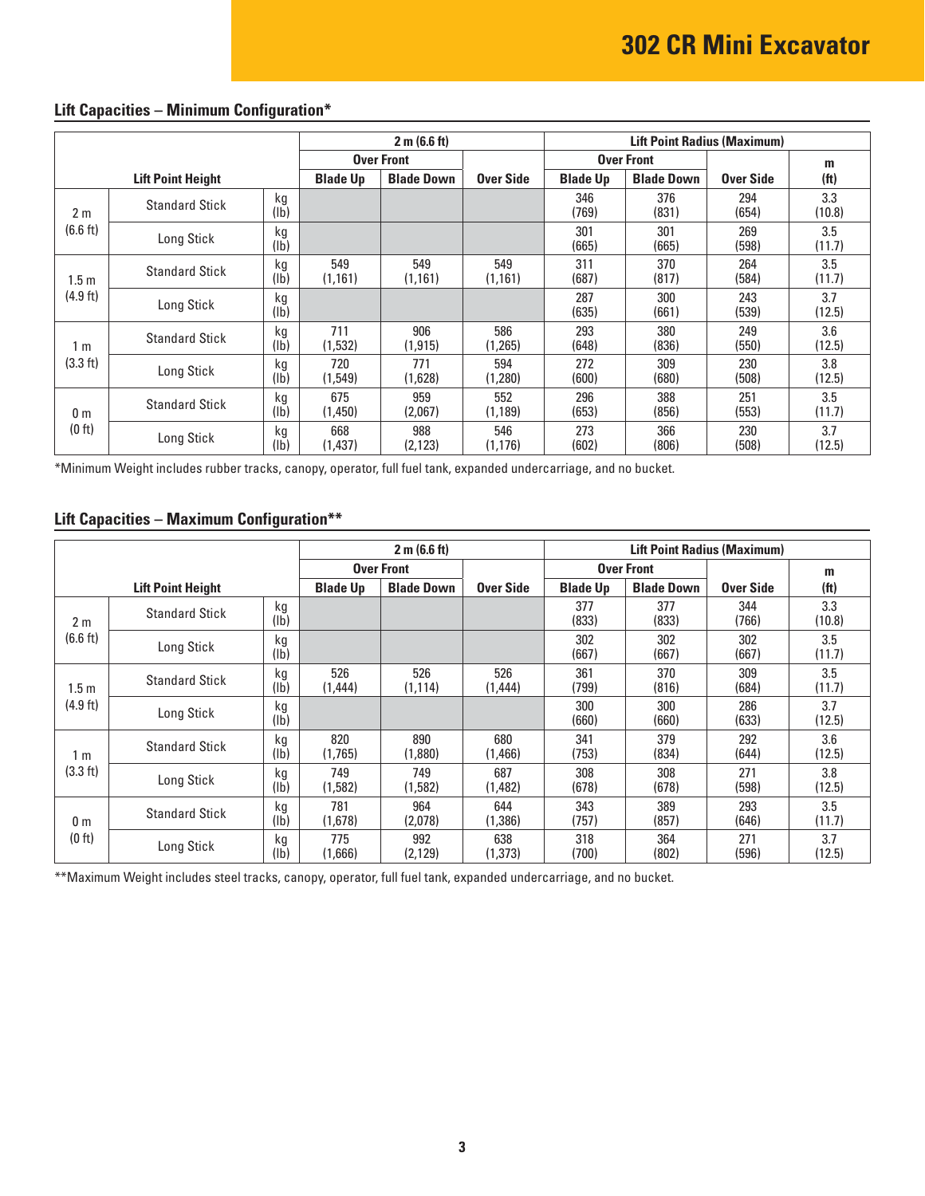# 302 CR Mini Excavator

## Lift Capacities – Minimum Configuration*

| Lift Point Height | | | 2 m (6.6 ft) | | | Lift Point Radius (Maximum) | | | |
|---|---|---|---|---|---|---|---|---|---|
| | | | Over Front | | | Over Front | | | m |
| | | | Blade Up | Blade Down | Over Side | Blade Up | Blade Down | Over Side | (ft) |
| 2 m (6.6 ft) | Standard Stick | kg (lb) | | | | 346 (769) | 376 (831) | 294 (654) | 3.3 (10.8) |
| | Long Stick | kg (lb) | | | | 301 (665) | 301 (665) | 269 (598) | 3.5 (11.7) |
| 1.5 m (4.9 ft) | Standard Stick | kg (lb) | 549 (1,161) | 549 (1,161) | 549 (1,161) | 311 (687) | 370 (817) | 264 (584) | 3.5 (11.7) |
| | Long Stick | kg (lb) | | | | 287 (635) | 300 (661) | 243 (539) | 3.7 (12.5) |
| 1 m (3.3 ft) | Standard Stick | kg (lb) | 711 (1,532) | 906 (1,915) | 586 (1,265) | 293 (648) | 380 (836) | 249 (550) | 3.6 (12.5) |
| | Long Stick | kg (lb) | 720 (1,549) | 771 (1,628) | 594 (1,280) | 272 (600) | 309 (680) | 230 (508) | 3.8 (12.5) |
| 0 m (0 ft) | Standard Stick | kg (lb) | 675 (1,450) | 959 (2,067) | 552 (1,189) | 296 (653) | 388 (856) | 251 (553) | 3.5 (11.7) |
| | Long Stick | kg (lb) | 668 (1,437) | 988 (2,123) | 546 (1,176) | 273 (602) | 366 (806) | 230 (508) | 3.7 (12.5) |

*Minimum Weight includes rubber tracks, canopy, operator, full fuel tank, expanded undercarriage, and no bucket.

## Lift Capacities – Maximum Configuration**

| Lift Point Height | | | 2 m (6.6 ft) | | | Lift Point Radius (Maximum) | | | |
|---|---|---|---|---|---|---|---|---|---|
| | | | Over Front | | | Over Front | | | m |
| | | | Blade Up | Blade Down | Over Side | Blade Up | Blade Down | Over Side | (ft) |
| 2 m (6.6 ft) | Standard Stick | kg (lb) | | | | 377 (833) | 377 (833) | 344 (766) | 3.3 (10.8) |
| | Long Stick | kg (lb) | | | | 302 (667) | 302 (667) | 302 (667) | 3.5 (11.7) |
| 1.5 m (4.9 ft) | Standard Stick | kg (lb) | 526 (1,444) | 526 (1,114) | 526 (1,444) | 361 (799) | 370 (816) | 309 (684) | 3.5 (11.7) |
| | Long Stick | kg (lb) | | | | 300 (660) | 300 (660) | 286 (633) | 3.7 (12.5) |
| 1 m (3.3 ft) | Standard Stick | kg (lb) | 820 (1,765) | 890 (1,880) | 680 (1,466) | 341 (753) | 379 (834) | 292 (644) | 3.6 (12.5) |
| | Long Stick | kg (lb) | 749 (1,582) | 749 (1,582) | 687 (1,482) | 308 (678) | 308 (678) | 271 (598) | 3.8 (12.5) |
| 0 m (0 ft) | Standard Stick | kg (lb) | 781 (1,678) | 964 (2,078) | 644 (1,386) | 343 (757) | 389 (857) | 293 (646) | 3.5 (11.7) |
| | Long Stick | kg (lb) | 775 (1,666) | 992 (2,129) | 638 (1,373) | 318 (700) | 364 (802) | 271 (596) | 3.7 (12.5) |

**Maximum Weight includes steel tracks, canopy, operator, full fuel tank, expanded undercarriage, and no bucket.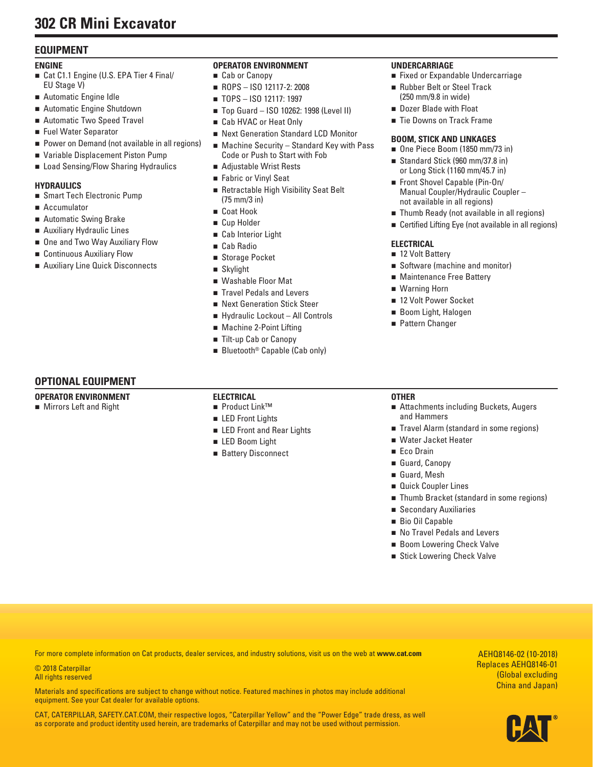# 302 CR Mini Excavator

## EQUIPMENT

### ENGINE

- Cat C1.1 Engine (U.S. EPA Tier 4 Final/ EU Stage V)
- Automatic Engine Idle
- Automatic Engine Shutdown
- Automatic Two Speed Travel
- Fuel Water Separator
- Power on Demand (not available in all regions)
- Variable Displacement Piston Pump
- Load Sensing/Flow Sharing Hydraulics

### HYDRAULICS

- Smart Tech Electronic Pump
- Accumulator
- Automatic Swing Brake
- Auxiliary Hydraulic Lines
- One and Two Way Auxiliary Flow
- Continuous Auxiliary Flow
- Auxiliary Line Quick Disconnects

### OPERATOR ENVIRONMENT

- Cab or Canopy
- ROPS – ISO 12117-2: 2008
- TOPS – ISO 12117: 1997
- Top Guard – ISO 10262: 1998 (Level II)
- Cab HVAC or Heat Only
- Next Generation Standard LCD Monitor
- Machine Security – Standard Key with Pass Code or Push to Start with Fob
- Adjustable Wrist Rests
- Fabric or Vinyl Seat
- Retractable High Visibility Seat Belt (75 mm/3 in)
- Coat Hook
- Cup Holder
- Cab Interior Light
- Cab Radio
- Storage Pocket
- Skylight
- Washable Floor Mat
- Travel Pedals and Levers
- Next Generation Stick Steer
- Hydraulic Lockout – All Controls
- Machine 2-Point Lifting
- Tilt-up Cab or Canopy
- Bluetooth® Capable (Cab only)

### UNDERCARRIAGE

- Fixed or Expandable Undercarriage
- Rubber Belt or Steel Track (250 mm/9.8 in wide)
- Dozer Blade with Float
- Tie Downs on Track Frame

### BOOM, STICK AND LINKAGES

- One Piece Boom (1850 mm/73 in)
- Standard Stick (960 mm/37.8 in) or Long Stick (1160 mm/45.7 in)
- Front Shovel Capable (Pin-On/ Manual Coupler/Hydraulic Coupler – not available in all regions)
- Thumb Ready (not available in all regions)
- Certified Lifting Eye (not available in all regions)

### ELECTRICAL

- 12 Volt Battery
- Software (machine and monitor)
- Maintenance Free Battery
- Warning Horn
- 12 Volt Power Socket
- Boom Light, Halogen
- Pattern Changer

## OPTIONAL EQUIPMENT

### OPERATOR ENVIRONMENT

- Mirrors Left and Right

### ELECTRICAL

- Product Link™
- LED Front Lights
- LED Front and Rear Lights
- LED Boom Light
- Battery Disconnect

### OTHER

- Attachments including Buckets, Augers and Hammers
- Travel Alarm (standard in some regions)
- Water Jacket Heater
- Eco Drain
- Guard, Canopy
- Guard, Mesh
- Quick Coupler Lines
- Thumb Bracket (standard in some regions)
- Secondary Auxiliaries
- Bio Oil Capable
- No Travel Pedals and Levers
- Boom Lowering Check Valve
- Stick Lowering Check Valve

For more complete information on Cat products, dealer services, and industry solutions, visit us on the web at **www.cat.com**

© 2018 Caterpillar
All rights reserved

Materials and specifications are subject to change without notice. Featured machines in photos may include additional equipment. See your Cat dealer for available options.

CAT, CATERPILLAR, SAFETY.CAT.COM, their respective logos, "Caterpillar Yellow" and the "Power Edge" trade dress, as well as corporate and product identity used herein, are trademarks of Caterpillar and may not be used without permission.

AEHQ8146-02 (10-2018)
Replaces AEHQ8146-01
(Global excluding China and Japan)